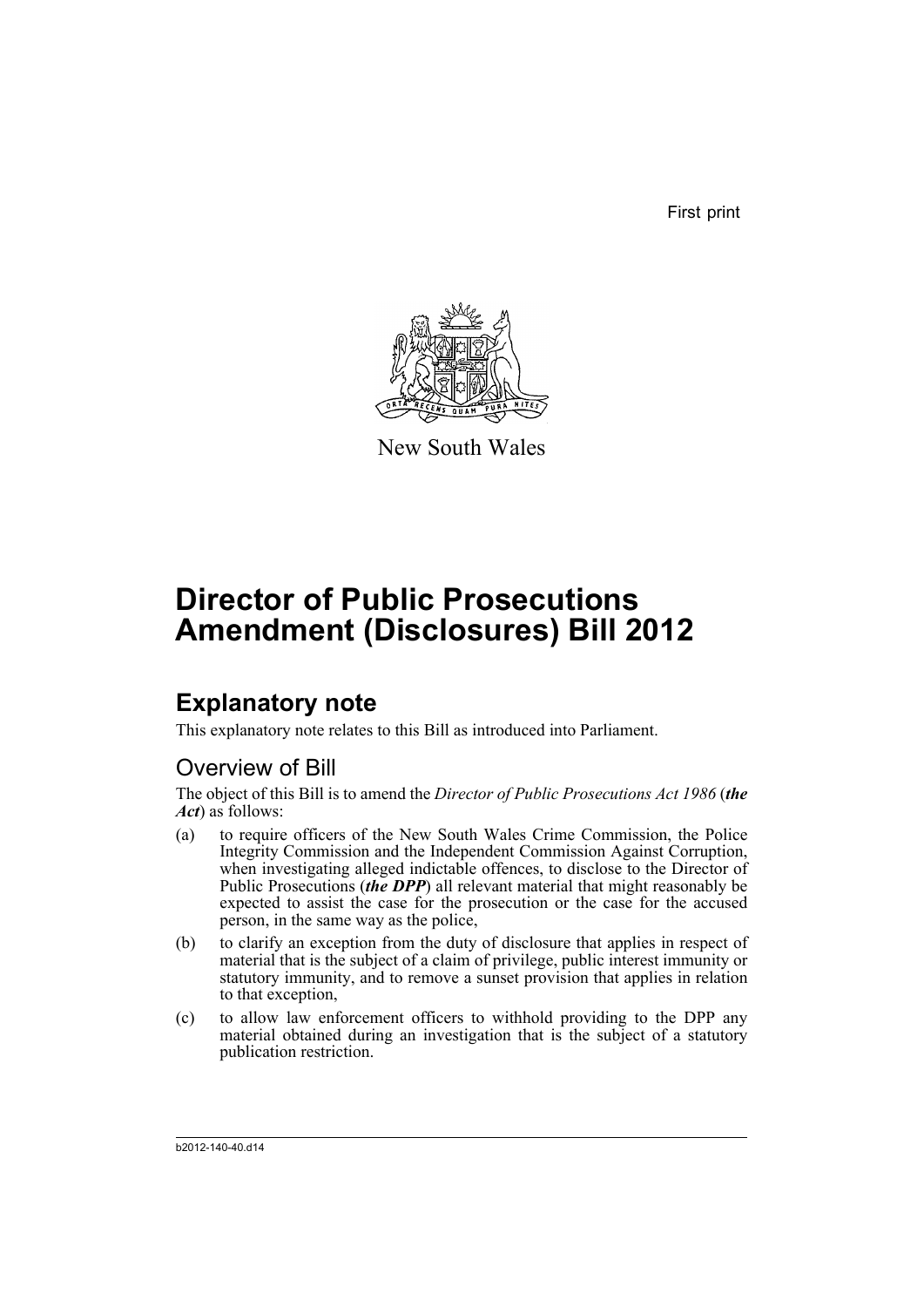First print

New South Wales

# Director of Public Prosecutions Amendment (Disclosures) Bill 2012

## Explanatory note

This explanatory note relates to this Bill as introduced into Parliament.

### Overview of Bill

The object of this Bill is to amend the *Director of Public Prosecutions Act 1986* (***the Act***) as follows:

(a) to require officers of the New South Wales Crime Commission, the Police Integrity Commission and the Independent Commission Against Corruption, when investigating alleged indictable offences, to disclose to the Director of Public Prosecutions (***the DPP***) all relevant material that might reasonably be expected to assist the case for the prosecution or the case for the accused person, in the same way as the police,

(b) to clarify an exception from the duty of disclosure that applies in respect of material that is the subject of a claim of privilege, public interest immunity or statutory immunity, and to remove a sunset provision that applies in relation to that exception,

(c) to allow law enforcement officers to withhold providing to the DPP any material obtained during an investigation that is the subject of a statutory publication restriction.

b2012-140-40.d14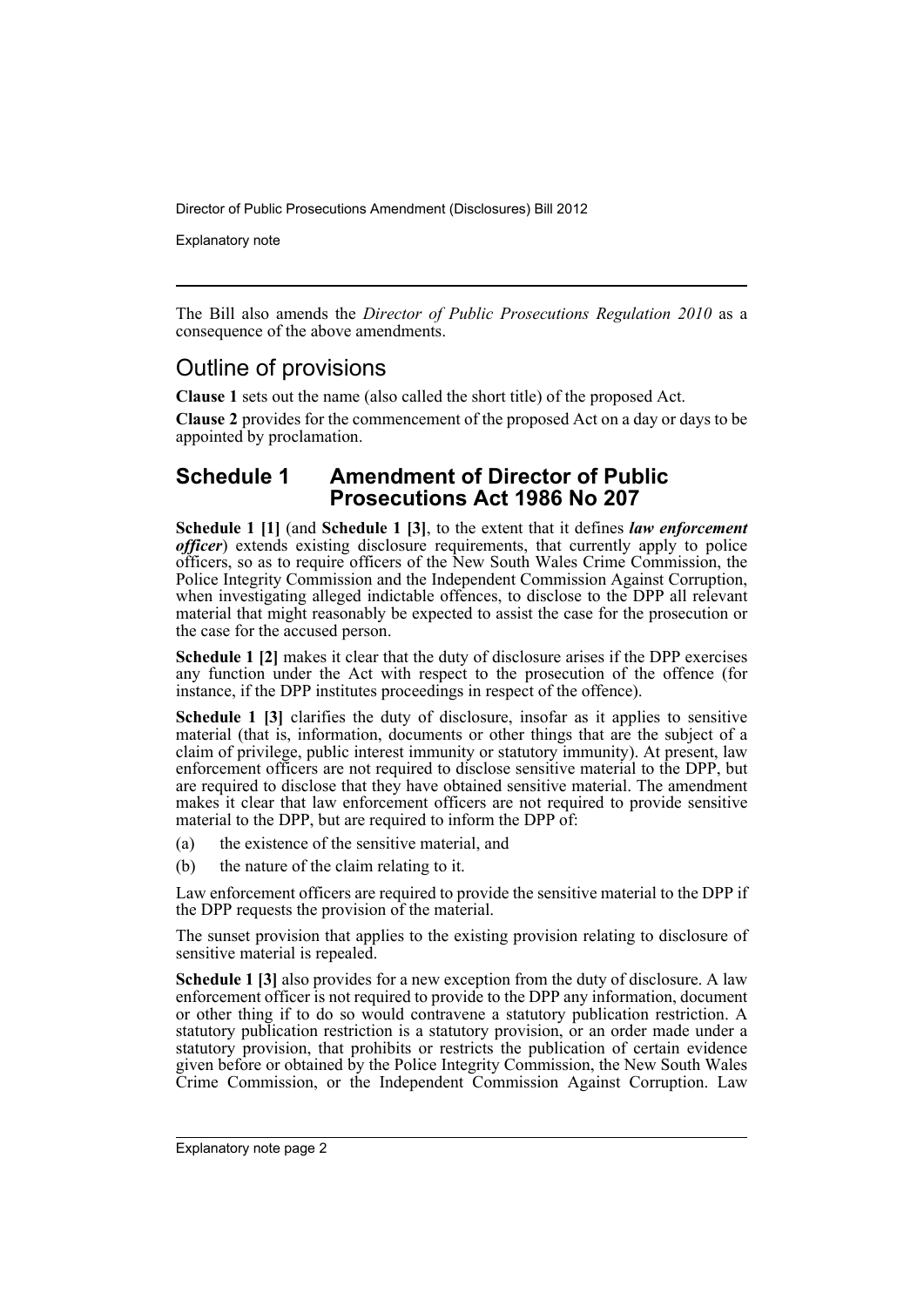The Bill also amends the *Director of Public Prosecutions Regulation 2010* as a consequence of the above amendments.

## Outline of provisions

**Clause 1** sets out the name (also called the short title) of the proposed Act.

**Clause 2** provides for the commencement of the proposed Act on a day or days to be appointed by proclamation.

### Schedule 1 Amendment of Director of Public Prosecutions Act 1986 No 207

**Schedule 1 [1]** (and **Schedule 1 [3]**, to the extent that it defines ***law enforcement officer***) extends existing disclosure requirements, that currently apply to police officers, so as to require officers of the New South Wales Crime Commission, the Police Integrity Commission and the Independent Commission Against Corruption, when investigating alleged indictable offences, to disclose to the DPP all relevant material that might reasonably be expected to assist the case for the prosecution or the case for the accused person.

**Schedule 1 [2]** makes it clear that the duty of disclosure arises if the DPP exercises any function under the Act with respect to the prosecution of the offence (for instance, if the DPP institutes proceedings in respect of the offence).

**Schedule 1 [3]** clarifies the duty of disclosure, insofar as it applies to sensitive material (that is, information, documents or other things that are the subject of a claim of privilege, public interest immunity or statutory immunity). At present, law enforcement officers are not required to disclose sensitive material to the DPP, but are required to disclose that they have obtained sensitive material. The amendment makes it clear that law enforcement officers are not required to provide sensitive material to the DPP, but are required to inform the DPP of:

(a) the existence of the sensitive material, and

(b) the nature of the claim relating to it.

Law enforcement officers are required to provide the sensitive material to the DPP if the DPP requests the provision of the material.

The sunset provision that applies to the existing provision relating to disclosure of sensitive material is repealed.

**Schedule 1 [3]** also provides for a new exception from the duty of disclosure. A law enforcement officer is not required to provide to the DPP any information, document or other thing if to do so would contravene a statutory publication restriction. A statutory publication restriction is a statutory provision, or an order made under a statutory provision, that prohibits or restricts the publication of certain evidence given before or obtained by the Police Integrity Commission, the New South Wales Crime Commission, or the Independent Commission Against Corruption. Law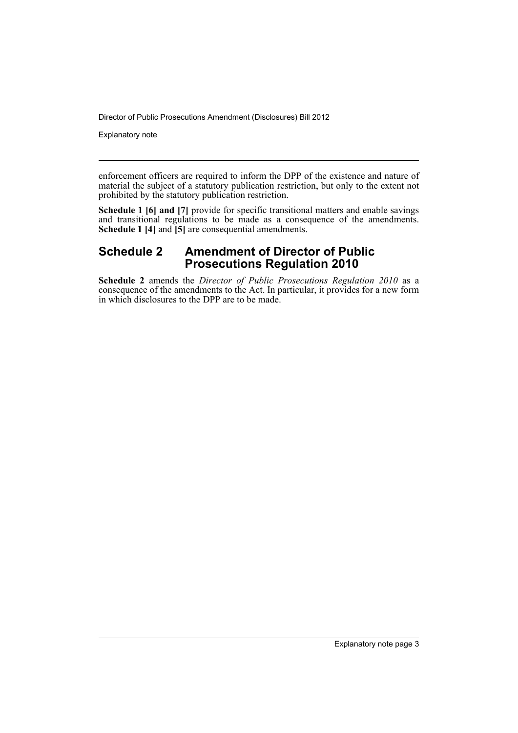enforcement officers are required to inform the DPP of the existence and nature of material the subject of a statutory publication restriction, but only to the extent not prohibited by the statutory publication restriction.

**Schedule 1 [6] and [7]** provide for specific transitional matters and enable savings and transitional regulations to be made as a consequence of the amendments. **Schedule 1 [4]** and **[5]** are consequential amendments.

## Schedule 2 Amendment of Director of Public Prosecutions Regulation 2010

**Schedule 2** amends the *Director of Public Prosecutions Regulation 2010* as a consequence of the amendments to the Act. In particular, it provides for a new form in which disclosures to the DPP are to be made.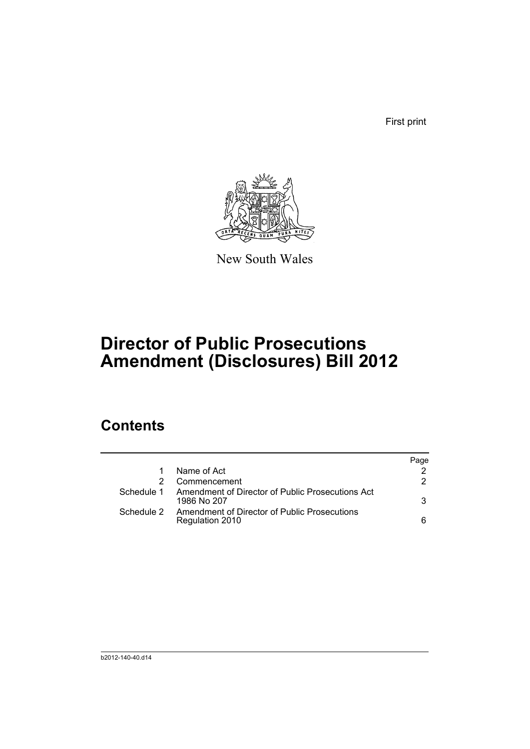First print

New South Wales

# Director of Public Prosecutions Amendment (Disclosures) Bill 2012

## Contents

| | | Page |
|---|---|---|
| 1 | Name of Act | 2 |
| 2 | Commencement | 2 |
| Schedule 1 | Amendment of Director of Public Prosecutions Act 1986 No 207 | 3 |
| Schedule 2 | Amendment of Director of Public Prosecutions Regulation 2010 | 6 |

b2012-140-40.d14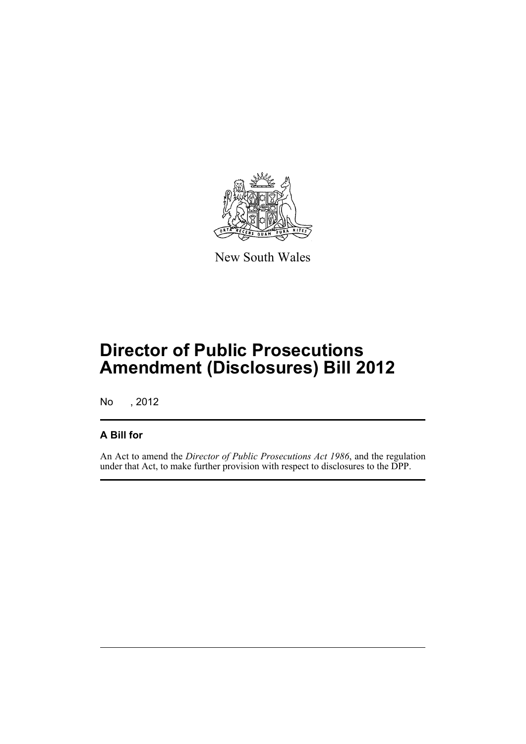New South Wales

# Director of Public Prosecutions Amendment (Disclosures) Bill 2012

No , 2012

## A Bill for

An Act to amend the *Director of Public Prosecutions Act 1986*, and the regulation under that Act, to make further provision with respect to disclosures to the DPP.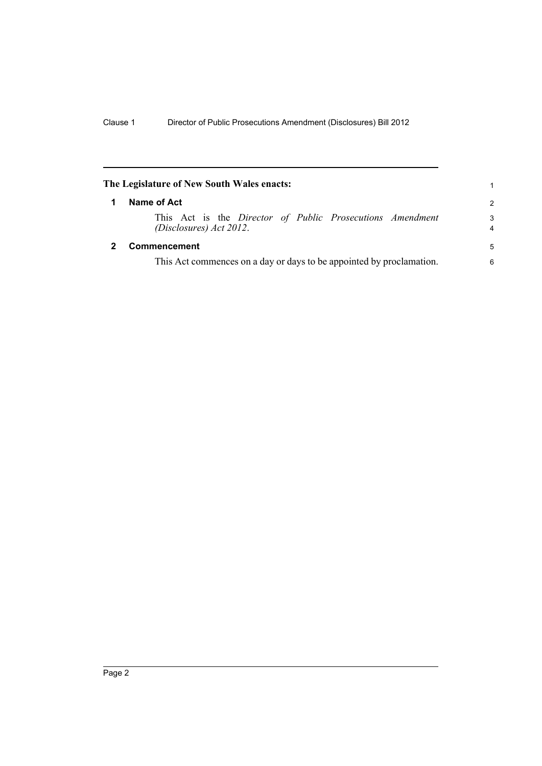**The Legislature of New South Wales enacts:**

## 1 Name of Act

This Act is the *Director of Public Prosecutions Amendment (Disclosures) Act 2012*.

## 2 Commencement

This Act commences on a day or days to be appointed by proclamation.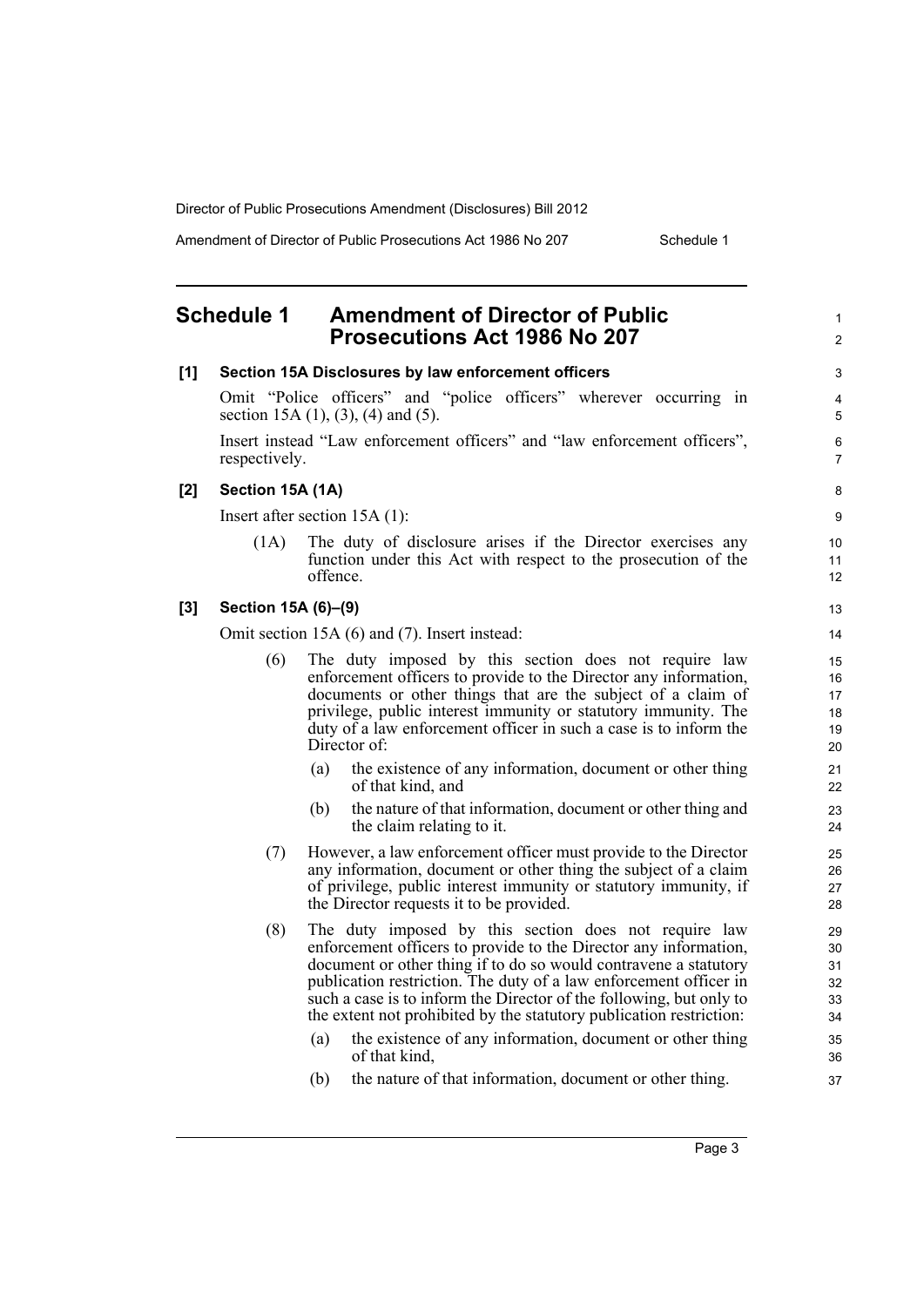# Schedule 1 Amendment of Director of Public Prosecutions Act 1986 No 207

**[1] Section 15A Disclosures by law enforcement officers**

Omit "Police officers" and "police officers" wherever occurring in section 15A (1), (3), (4) and (5).

Insert instead "Law enforcement officers" and "law enforcement officers", respectively.

**[2] Section 15A (1A)**

Insert after section 15A (1):

(1A) The duty of disclosure arises if the Director exercises any function under this Act with respect to the prosecution of the offence.

**[3] Section 15A (6)–(9)**

Omit section 15A (6) and (7). Insert instead:

(6) The duty imposed by this section does not require law enforcement officers to provide to the Director any information, documents or other things that are the subject of a claim of privilege, public interest immunity or statutory immunity. The duty of a law enforcement officer in such a case is to inform the Director of:

- (a) the existence of any information, document or other thing of that kind, and
- (b) the nature of that information, document or other thing and the claim relating to it.

(7) However, a law enforcement officer must provide to the Director any information, document or other thing the subject of a claim of privilege, public interest immunity or statutory immunity, if the Director requests it to be provided.

(8) The duty imposed by this section does not require law enforcement officers to provide to the Director any information, document or other thing if to do so would contravene a statutory publication restriction. The duty of a law enforcement officer in such a case is to inform the Director of the following, but only to the extent not prohibited by the statutory publication restriction:

- (a) the existence of any information, document or other thing of that kind,
- (b) the nature of that information, document or other thing.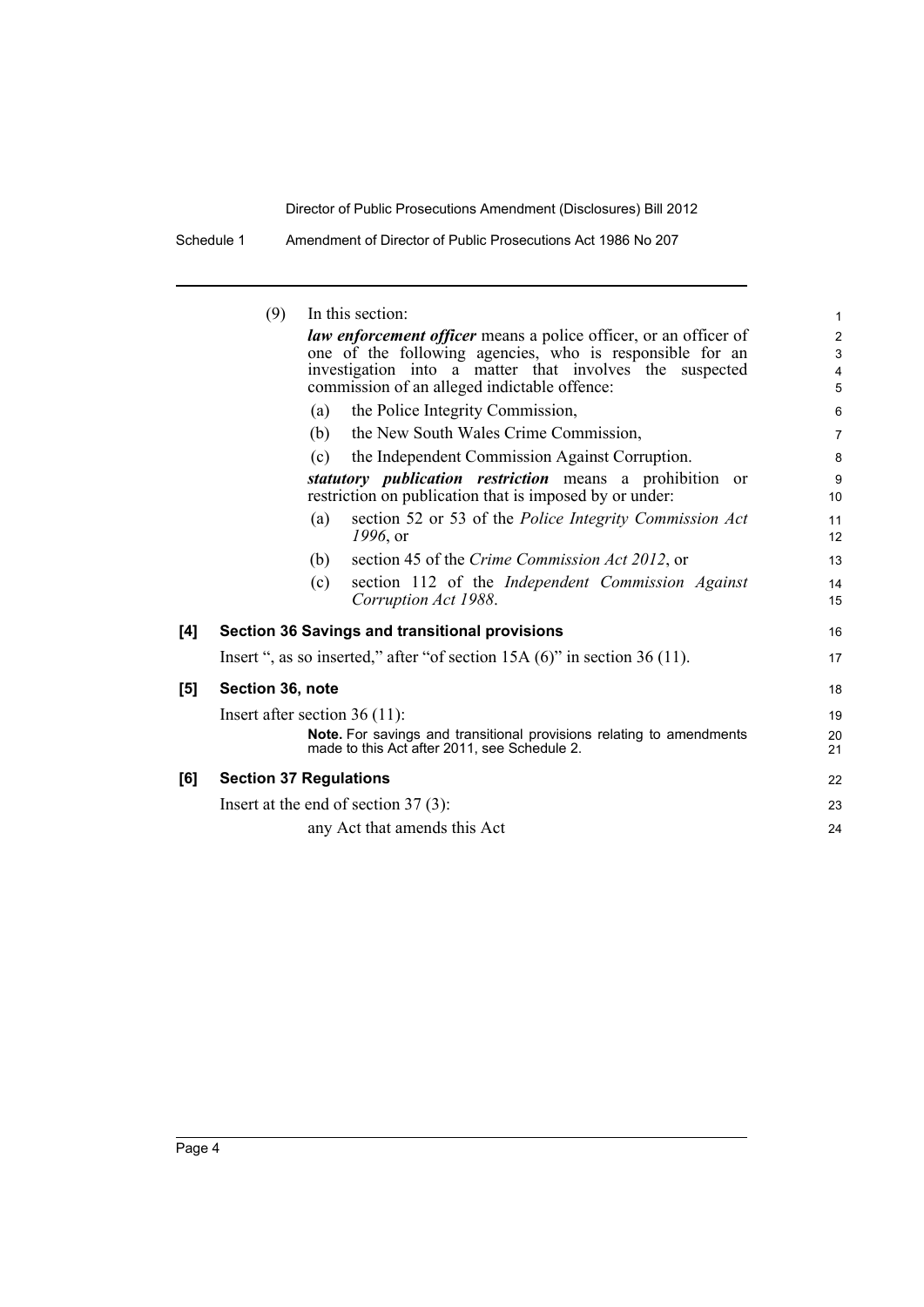(9) In this section:

***law enforcement officer*** means a police officer, or an officer of one of the following agencies, who is responsible for an investigation into a matter that involves the suspected commission of an alleged indictable offence:

(a) the Police Integrity Commission,

(b) the New South Wales Crime Commission,

(c) the Independent Commission Against Corruption.

***statutory publication restriction*** means a prohibition or restriction on publication that is imposed by or under:

(a) section 52 or 53 of the *Police Integrity Commission Act 1996*, or

(b) section 45 of the *Crime Commission Act 2012*, or

(c) section 112 of the *Independent Commission Against Corruption Act 1988*.

**[4] Section 36 Savings and transitional provisions**

Insert ", as so inserted," after "of section 15A (6)" in section 36 (11).

**[5] Section 36, note**

Insert after section 36 (11):

**Note.** For savings and transitional provisions relating to amendments made to this Act after 2011, see Schedule 2.

**[6] Section 37 Regulations**

Insert at the end of section 37 (3):

any Act that amends this Act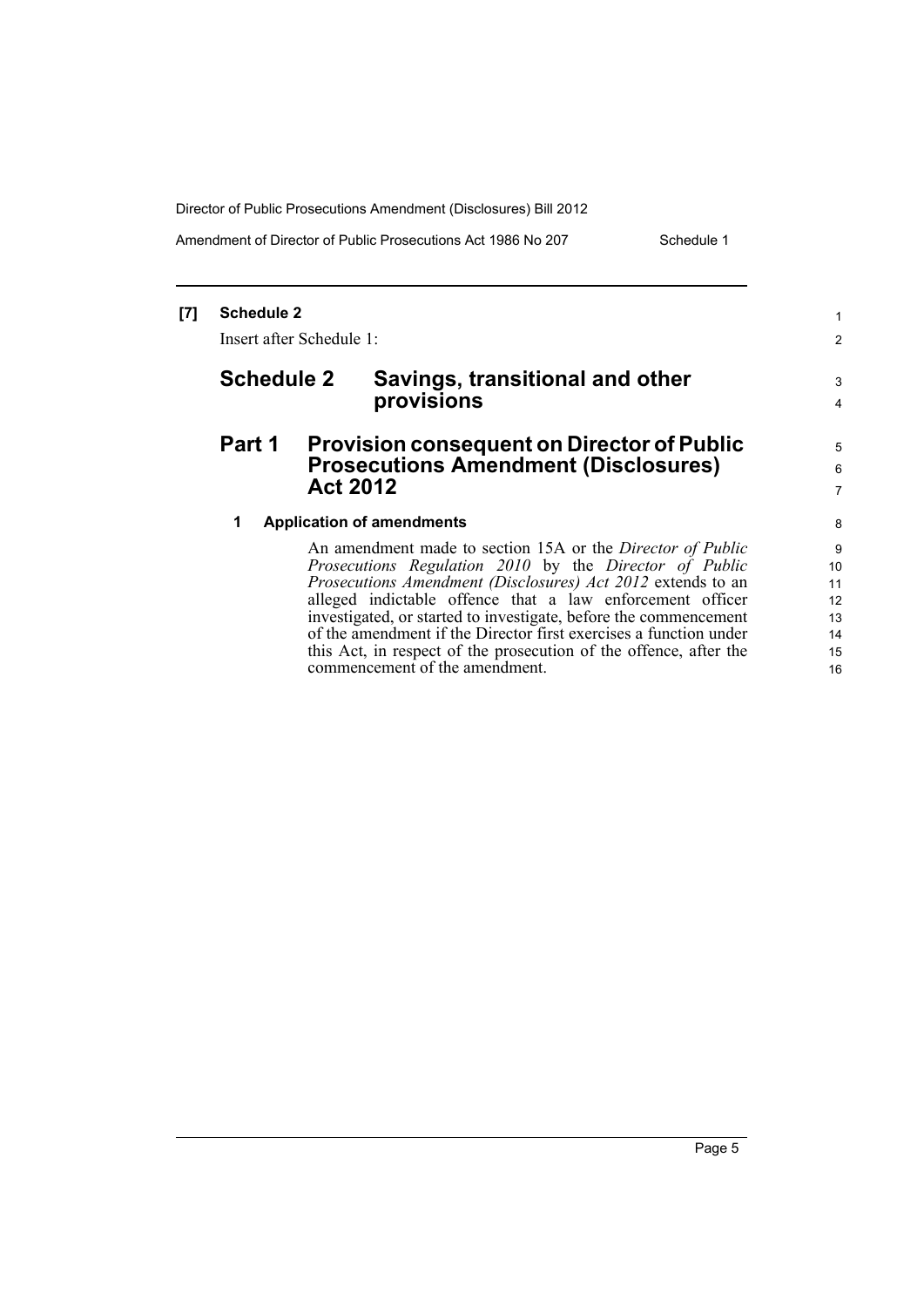**[7] Schedule 2**

Insert after Schedule 1:

# Schedule 2 Savings, transitional and other provisions

## Part 1 Provision consequent on Director of Public Prosecutions Amendment (Disclosures) Act 2012

### 1 Application of amendments

An amendment made to section 15A or the *Director of Public Prosecutions Regulation 2010* by the *Director of Public Prosecutions Amendment (Disclosures) Act 2012* extends to an alleged indictable offence that a law enforcement officer investigated, or started to investigate, before the commencement of the amendment if the Director first exercises a function under this Act, in respect of the prosecution of the offence, after the commencement of the amendment.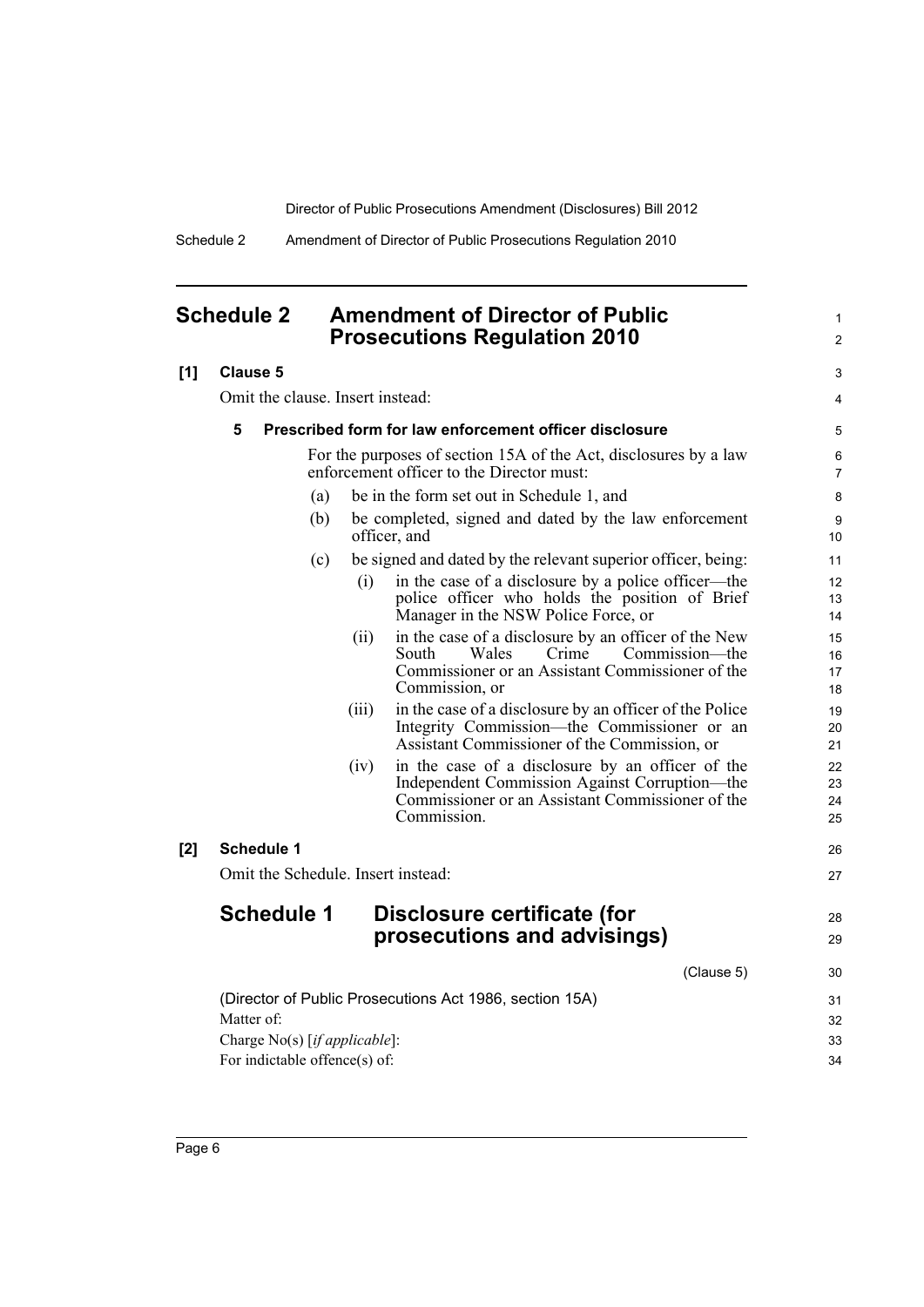# Schedule 2 Amendment of Director of Public Prosecutions Regulation 2010

**[1] Clause 5**

Omit the clause. Insert instead:

**5 Prescribed form for law enforcement officer disclosure**

For the purposes of section 15A of the Act, disclosures by a law enforcement officer to the Director must:

(a) be in the form set out in Schedule 1, and

(b) be completed, signed and dated by the law enforcement officer, and

(c) be signed and dated by the relevant superior officer, being:

(i) in the case of a disclosure by a police officer—the police officer who holds the position of Brief Manager in the NSW Police Force, or

(ii) in the case of a disclosure by an officer of the New South Wales Crime Commission—the Commissioner or an Assistant Commissioner of the Commission, or

(iii) in the case of a disclosure by an officer of the Police Integrity Commission—the Commissioner or an Assistant Commissioner of the Commission, or

(iv) in the case of a disclosure by an officer of the Independent Commission Against Corruption—the Commissioner or an Assistant Commissioner of the Commission.

**[2] Schedule 1**

Omit the Schedule. Insert instead:

## Schedule 1 Disclosure certificate (for prosecutions and advisings)

(Clause 5)

(Director of Public Prosecutions Act 1986, section 15A)

Matter of:

Charge No(s) [*if applicable*]:

For indictable offence(s) of: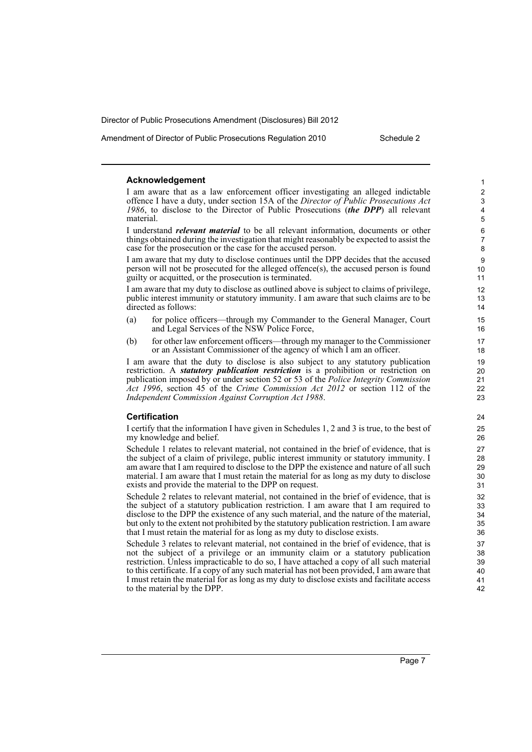### Acknowledgement

I am aware that as a law enforcement officer investigating an alleged indictable offence I have a duty, under section 15A of the *Director of Public Prosecutions Act 1986*, to disclose to the Director of Public Prosecutions (***the DPP***) all relevant material.

I understand ***relevant material*** to be all relevant information, documents or other things obtained during the investigation that might reasonably be expected to assist the case for the prosecution or the case for the accused person.

I am aware that my duty to disclose continues until the DPP decides that the accused person will not be prosecuted for the alleged offence(s), the accused person is found guilty or acquitted, or the prosecution is terminated.

I am aware that my duty to disclose as outlined above is subject to claims of privilege, public interest immunity or statutory immunity. I am aware that such claims are to be directed as follows:

(a) for police officers—through my Commander to the General Manager, Court and Legal Services of the NSW Police Force,

(b) for other law enforcement officers—through my manager to the Commissioner or an Assistant Commissioner of the agency of which I am an officer.

I am aware that the duty to disclose is also subject to any statutory publication restriction. A ***statutory publication restriction*** is a prohibition or restriction on publication imposed by or under section 52 or 53 of the *Police Integrity Commission Act 1996*, section 45 of the *Crime Commission Act 2012* or section 112 of the *Independent Commission Against Corruption Act 1988*.

### Certification

I certify that the information I have given in Schedules 1, 2 and 3 is true, to the best of my knowledge and belief.

Schedule 1 relates to relevant material, not contained in the brief of evidence, that is the subject of a claim of privilege, public interest immunity or statutory immunity. I am aware that I am required to disclose to the DPP the existence and nature of all such material. I am aware that I must retain the material for as long as my duty to disclose exists and provide the material to the DPP on request.

Schedule 2 relates to relevant material, not contained in the brief of evidence, that is the subject of a statutory publication restriction. I am aware that I am required to disclose to the DPP the existence of any such material, and the nature of the material, but only to the extent not prohibited by the statutory publication restriction. I am aware that I must retain the material for as long as my duty to disclose exists.

Schedule 3 relates to relevant material, not contained in the brief of evidence, that is not the subject of a privilege or an immunity claim or a statutory publication restriction. Unless impracticable to do so, I have attached a copy of all such material to this certificate. If a copy of any such material has not been provided, I am aware that I must retain the material for as long as my duty to disclose exists and facilitate access to the material by the DPP.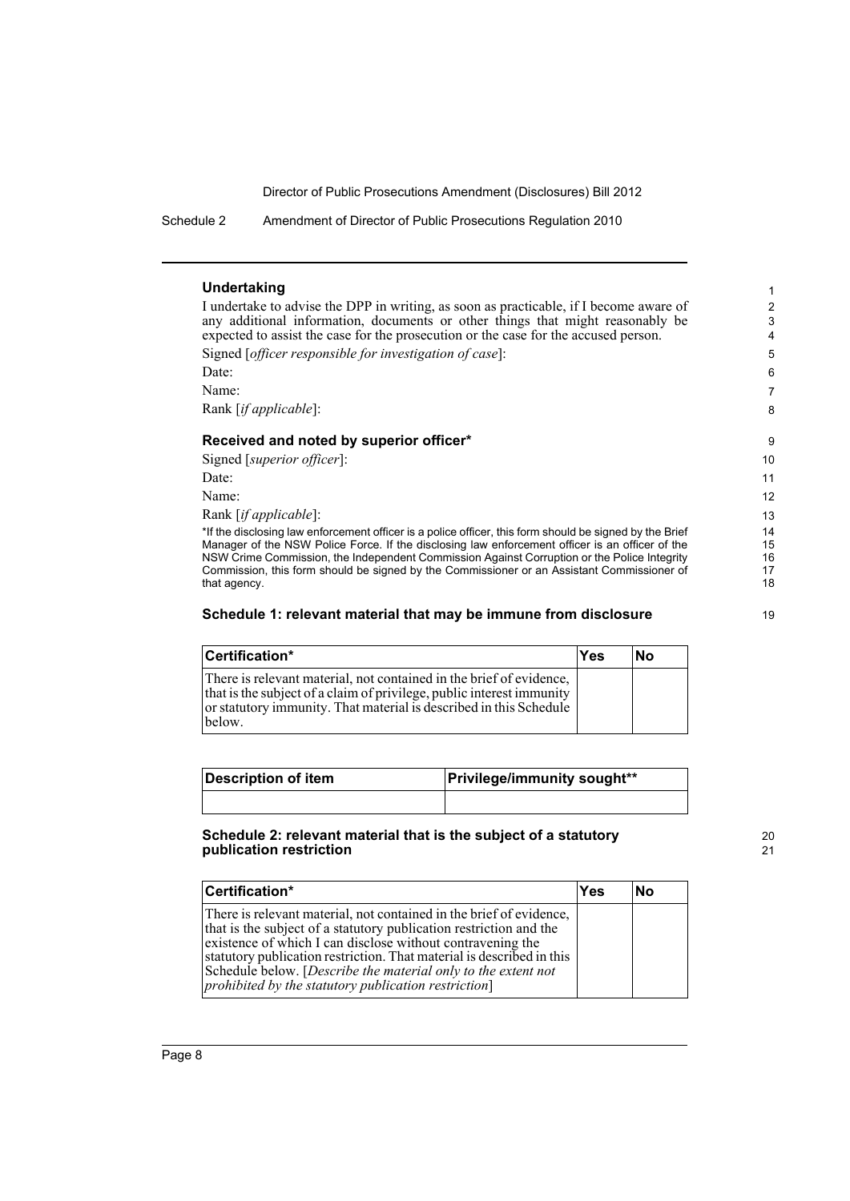**Undertaking**

I undertake to advise the DPP in writing, as soon as practicable, if I become aware of any additional information, documents or other things that might reasonably be expected to assist the case for the prosecution or the case for the accused person.

Signed [*officer responsible for investigation of case*]:

Date:

Name:

Rank [*if applicable*]:

**Received and noted by superior officer***

Signed [*superior officer*]:

Date:

Name:

Rank [*if applicable*]:

*If the disclosing law enforcement officer is a police officer, this form should be signed by the Brief Manager of the NSW Police Force. If the disclosing law enforcement officer is an officer of the NSW Crime Commission, the Independent Commission Against Corruption or the Police Integrity Commission, this form should be signed by the Commissioner or an Assistant Commissioner of that agency.

**Schedule 1: relevant material that may be immune from disclosure**

| Certification* | Yes | No |
| --- | --- | --- |
| There is relevant material, not contained in the brief of evidence, that is the subject of a claim of privilege, public interest immunity or statutory immunity. That material is described in this Schedule below. | | |

| Description of item | Privilege/immunity sought** |
| --- | --- |
| | |

**Schedule 2: relevant material that is the subject of a statutory publication restriction**

| Certification* | Yes | No |
| --- | --- | --- |
| There is relevant material, not contained in the brief of evidence, that is the subject of a statutory publication restriction and the existence of which I can disclose without contravening the statutory publication restriction. That material is described in this Schedule below. [*Describe the material only to the extent not prohibited by the statutory publication restriction*] | | |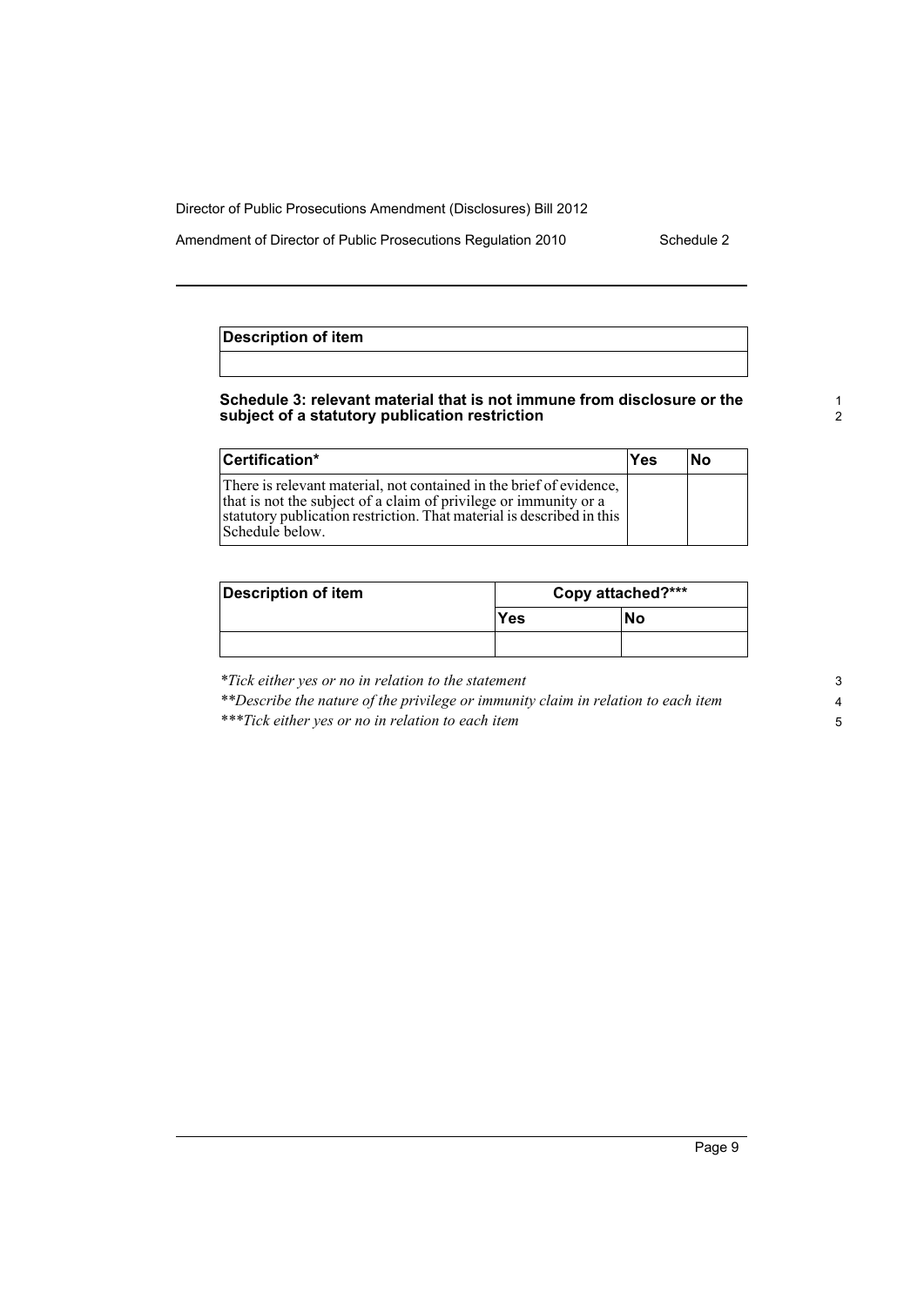| Description of item |
| --- |
| |

**Schedule 3: relevant material that is not immune from disclosure or the subject of a statutory publication restriction**

| Certification* | Yes | No |
| --- | --- | --- |
| There is relevant material, not contained in the brief of evidence, that is not the subject of a claim of privilege or immunity or a statutory publication restriction. That material is described in this Schedule below. | | |

| Description of item | Copy attached?*** | |
| --- | --- | --- |
| | Yes | No |
| | | |

*\*Tick either yes or no in relation to the statement*

*\*\*Describe the nature of the privilege or immunity claim in relation to each item*

*\*\*\*Tick either yes or no in relation to each item*